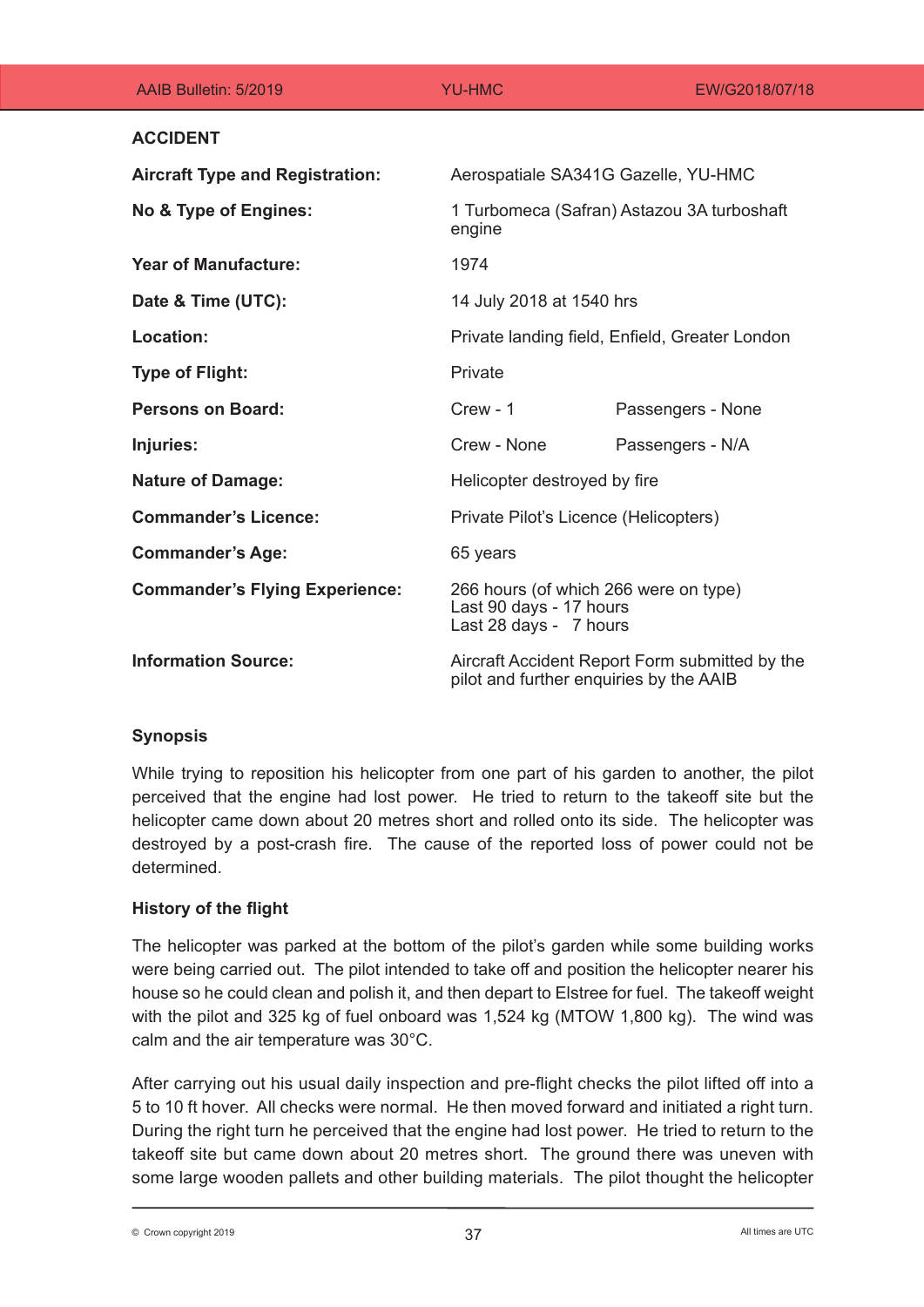## ACCIDENT

| | | |
|---|---|---|
| **Aircraft Type and Registration:** | Aerospatiale SA341G Gazelle, YU-HMC | |
| **No & Type of Engines:** | 1 Turbomeca (Safran) Astazou 3A turboshaft engine | |
| **Year of Manufacture:** | 1974 | |
| **Date & Time (UTC):** | 14 July 2018 at 1540 hrs | |
| **Location:** | Private landing field, Enfield, Greater London | |
| **Type of Flight:** | Private | |
| **Persons on Board:** | Crew - 1 | Passengers - None |
| **Injuries:** | Crew - None | Passengers - N/A |
| **Nature of Damage:** | Helicopter destroyed by fire | |
| **Commander's Licence:** | Private Pilot's Licence (Helicopters) | |
| **Commander's Age:** | 65 years | |
| **Commander's Flying Experience:** | 266 hours (of which 266 were on type)<br>Last 90 days - 17 hours<br>Last 28 days - 7 hours | |
| **Information Source:** | Aircraft Accident Report Form submitted by the pilot and further enquiries by the AAIB | |

### Synopsis

While trying to reposition his helicopter from one part of his garden to another, the pilot perceived that the engine had lost power. He tried to return to the takeoff site but the helicopter came down about 20 metres short and rolled onto its side. The helicopter was destroyed by a post-crash fire. The cause of the reported loss of power could not be determined.

### History of the flight

The helicopter was parked at the bottom of the pilot's garden while some building works were being carried out. The pilot intended to take off and position the helicopter nearer his house so he could clean and polish it, and then depart to Elstree for fuel. The takeoff weight with the pilot and 325 kg of fuel onboard was 1,524 kg (MTOW 1,800 kg). The wind was calm and the air temperature was 30°C.

After carrying out his usual daily inspection and pre-flight checks the pilot lifted off into a 5 to 10 ft hover. All checks were normal. He then moved forward and initiated a right turn. During the right turn he perceived that the engine had lost power. He tried to return to the takeoff site but came down about 20 metres short. The ground there was uneven with some large wooden pallets and other building materials. The pilot thought the helicopter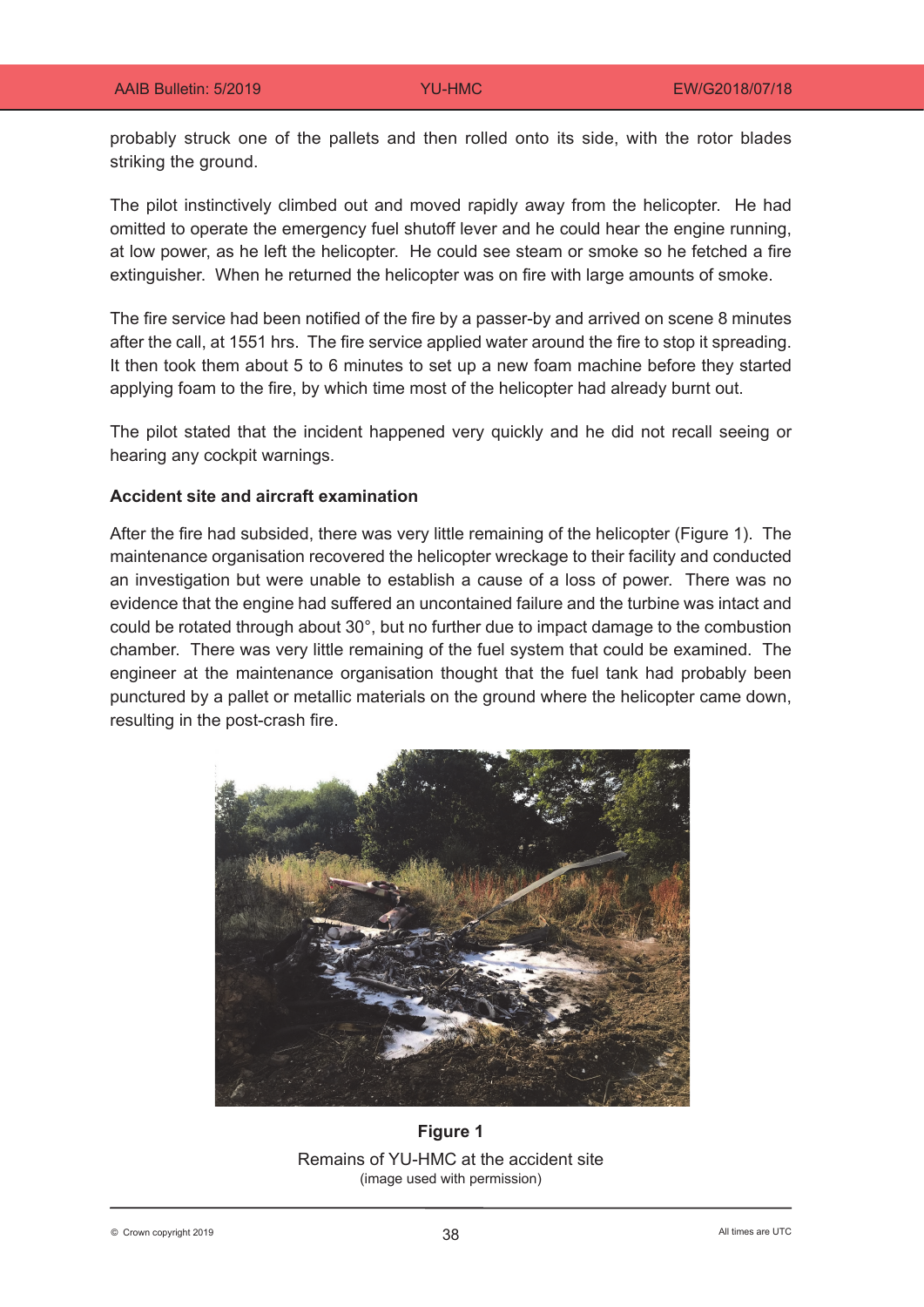probably struck one of the pallets and then rolled onto its side, with the rotor blades striking the ground.

The pilot instinctively climbed out and moved rapidly away from the helicopter. He had omitted to operate the emergency fuel shutoff lever and he could hear the engine running, at low power, as he left the helicopter. He could see steam or smoke so he fetched a fire extinguisher. When he returned the helicopter was on fire with large amounts of smoke.

The fire service had been notified of the fire by a passer-by and arrived on scene 8 minutes after the call, at 1551 hrs. The fire service applied water around the fire to stop it spreading. It then took them about 5 to 6 minutes to set up a new foam machine before they started applying foam to the fire, by which time most of the helicopter had already burnt out.

The pilot stated that the incident happened very quickly and he did not recall seeing or hearing any cockpit warnings.

**Accident site and aircraft examination**

After the fire had subsided, there was very little remaining of the helicopter (Figure 1). The maintenance organisation recovered the helicopter wreckage to their facility and conducted an investigation but were unable to establish a cause of a loss of power. There was no evidence that the engine had suffered an uncontained failure and the turbine was intact and could be rotated through about 30°, but no further due to impact damage to the combustion chamber. There was very little remaining of the fuel system that could be examined. The engineer at the maintenance organisation thought that the fuel tank had probably been punctured by a pallet or metallic materials on the ground where the helicopter came down, resulting in the post-crash fire.

**Figure 1**

Remains of YU-HMC at the accident site
(image used with permission)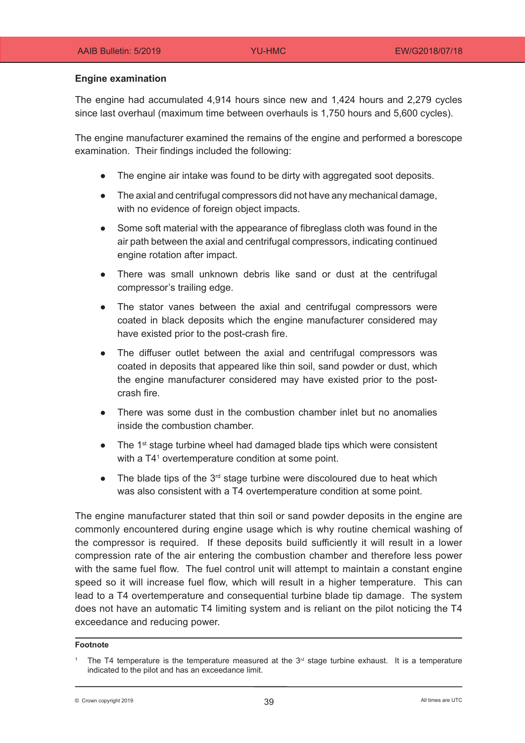## Engine examination

The engine had accumulated 4,914 hours since new and 1,424 hours and 2,279 cycles since last overhaul (maximum time between overhauls is 1,750 hours and 5,600 cycles).

The engine manufacturer examined the remains of the engine and performed a borescope examination. Their findings included the following:

- The engine air intake was found to be dirty with aggregated soot deposits.
- The axial and centrifugal compressors did not have any mechanical damage, with no evidence of foreign object impacts.
- Some soft material with the appearance of fibreglass cloth was found in the air path between the axial and centrifugal compressors, indicating continued engine rotation after impact.
- There was small unknown debris like sand or dust at the centrifugal compressor's trailing edge.
- The stator vanes between the axial and centrifugal compressors were coated in black deposits which the engine manufacturer considered may have existed prior to the post-crash fire.
- The diffuser outlet between the axial and centrifugal compressors was coated in deposits that appeared like thin soil, sand powder or dust, which the engine manufacturer considered may have existed prior to the post-crash fire.
- There was some dust in the combustion chamber inlet but no anomalies inside the combustion chamber.
- The 1st stage turbine wheel had damaged blade tips which were consistent with a T4[1] overtemperature condition at some point.
- The blade tips of the 3rd stage turbine were discoloured due to heat which was also consistent with a T4 overtemperature condition at some point.

The engine manufacturer stated that thin soil or sand powder deposits in the engine are commonly encountered during engine usage which is why routine chemical washing of the compressor is required. If these deposits build sufficiently it will result in a lower compression rate of the air entering the combustion chamber and therefore less power with the same fuel flow. The fuel control unit will attempt to maintain a constant engine speed so it will increase fuel flow, which will result in a higher temperature. This can lead to a T4 overtemperature and consequential turbine blade tip damage. The system does not have an automatic T4 limiting system and is reliant on the pilot noticing the T4 exceedance and reducing power.

**Footnote**

[1] The T4 temperature is the temperature measured at the 3rd stage turbine exhaust. It is a temperature indicated to the pilot and has an exceedance limit.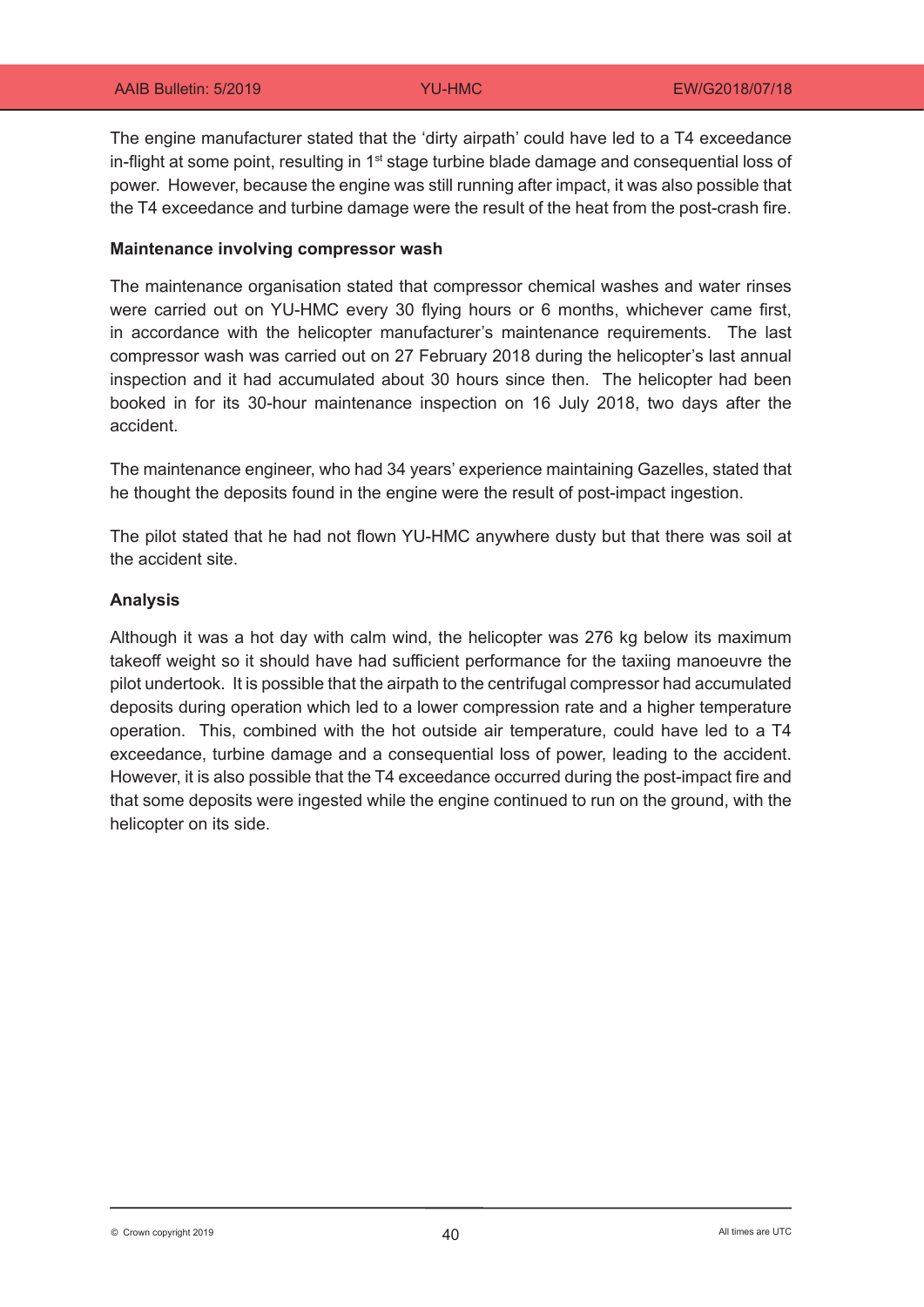The engine manufacturer stated that the 'dirty airpath' could have led to a T4 exceedance in-flight at some point, resulting in 1st stage turbine blade damage and consequential loss of power. However, because the engine was still running after impact, it was also possible that the T4 exceedance and turbine damage were the result of the heat from the post-crash fire.

**Maintenance involving compressor wash**

The maintenance organisation stated that compressor chemical washes and water rinses were carried out on YU-HMC every 30 flying hours or 6 months, whichever came first, in accordance with the helicopter manufacturer's maintenance requirements. The last compressor wash was carried out on 27 February 2018 during the helicopter's last annual inspection and it had accumulated about 30 hours since then. The helicopter had been booked in for its 30-hour maintenance inspection on 16 July 2018, two days after the accident.

The maintenance engineer, who had 34 years' experience maintaining Gazelles, stated that he thought the deposits found in the engine were the result of post-impact ingestion.

The pilot stated that he had not flown YU-HMC anywhere dusty but that there was soil at the accident site.

**Analysis**

Although it was a hot day with calm wind, the helicopter was 276 kg below its maximum takeoff weight so it should have had sufficient performance for the taxiing manoeuvre the pilot undertook. It is possible that the airpath to the centrifugal compressor had accumulated deposits during operation which led to a lower compression rate and a higher temperature operation. This, combined with the hot outside air temperature, could have led to a T4 exceedance, turbine damage and a consequential loss of power, leading to the accident. However, it is also possible that the T4 exceedance occurred during the post-impact fire and that some deposits were ingested while the engine continued to run on the ground, with the helicopter on its side.